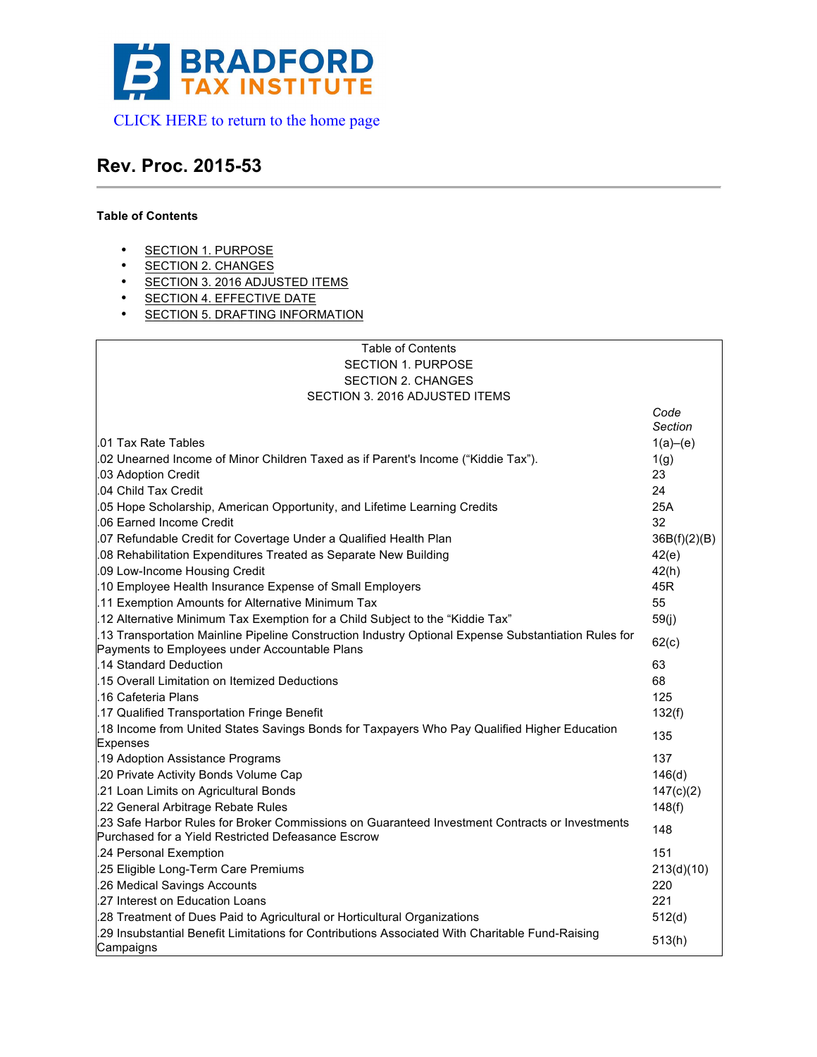BRADFORD TAX INSTITUTE

CLICK HERE to return to the home page

# Rev. Proc. 2015-53

**Table of Contents**

- SECTION 1. PURPOSE
- SECTION 2. CHANGES
- SECTION 3. 2016 ADJUSTED ITEMS
- SECTION 4. EFFECTIVE DATE
- SECTION 5. DRAFTING INFORMATION

| Table of Contents<br>SECTION 1. PURPOSE<br>SECTION 2. CHANGES<br>SECTION 3. 2016 ADJUSTED ITEMS | |
|---|---|
| | *Code Section* |
| .01 Tax Rate Tables | 1(a)–(e) |
| .02 Unearned Income of Minor Children Taxed as if Parent's Income ("Kiddie Tax"). | 1(g) |
| .03 Adoption Credit | 23 |
| .04 Child Tax Credit | 24 |
| .05 Hope Scholarship, American Opportunity, and Lifetime Learning Credits | 25A |
| .06 Earned Income Credit | 32 |
| .07 Refundable Credit for Covertage Under a Qualified Health Plan | 36B(f)(2)(B) |
| .08 Rehabilitation Expenditures Treated as Separate New Building | 42(e) |
| .09 Low-Income Housing Credit | 42(h) |
| .10 Employee Health Insurance Expense of Small Employers | 45R |
| .11 Exemption Amounts for Alternative Minimum Tax | 55 |
| .12 Alternative Minimum Tax Exemption for a Child Subject to the "Kiddie Tax" | 59(j) |
| .13 Transportation Mainline Pipeline Construction Industry Optional Expense Substantiation Rules for Payments to Employees under Accountable Plans | 62(c) |
| .14 Standard Deduction | 63 |
| .15 Overall Limitation on Itemized Deductions | 68 |
| .16 Cafeteria Plans | 125 |
| .17 Qualified Transportation Fringe Benefit | 132(f) |
| .18 Income from United States Savings Bonds for Taxpayers Who Pay Qualified Higher Education Expenses | 135 |
| .19 Adoption Assistance Programs | 137 |
| .20 Private Activity Bonds Volume Cap | 146(d) |
| .21 Loan Limits on Agricultural Bonds | 147(c)(2) |
| .22 General Arbitrage Rebate Rules | 148(f) |
| .23 Safe Harbor Rules for Broker Commissions on Guaranteed Investment Contracts or Investments Purchased for a Yield Restricted Defeasance Escrow | 148 |
| .24 Personal Exemption | 151 |
| .25 Eligible Long-Term Care Premiums | 213(d)(10) |
| .26 Medical Savings Accounts | 220 |
| .27 Interest on Education Loans | 221 |
| .28 Treatment of Dues Paid to Agricultural or Horticultural Organizations | 512(d) |
| .29 Insubstantial Benefit Limitations for Contributions Associated With Charitable Fund-Raising Campaigns | 513(h) |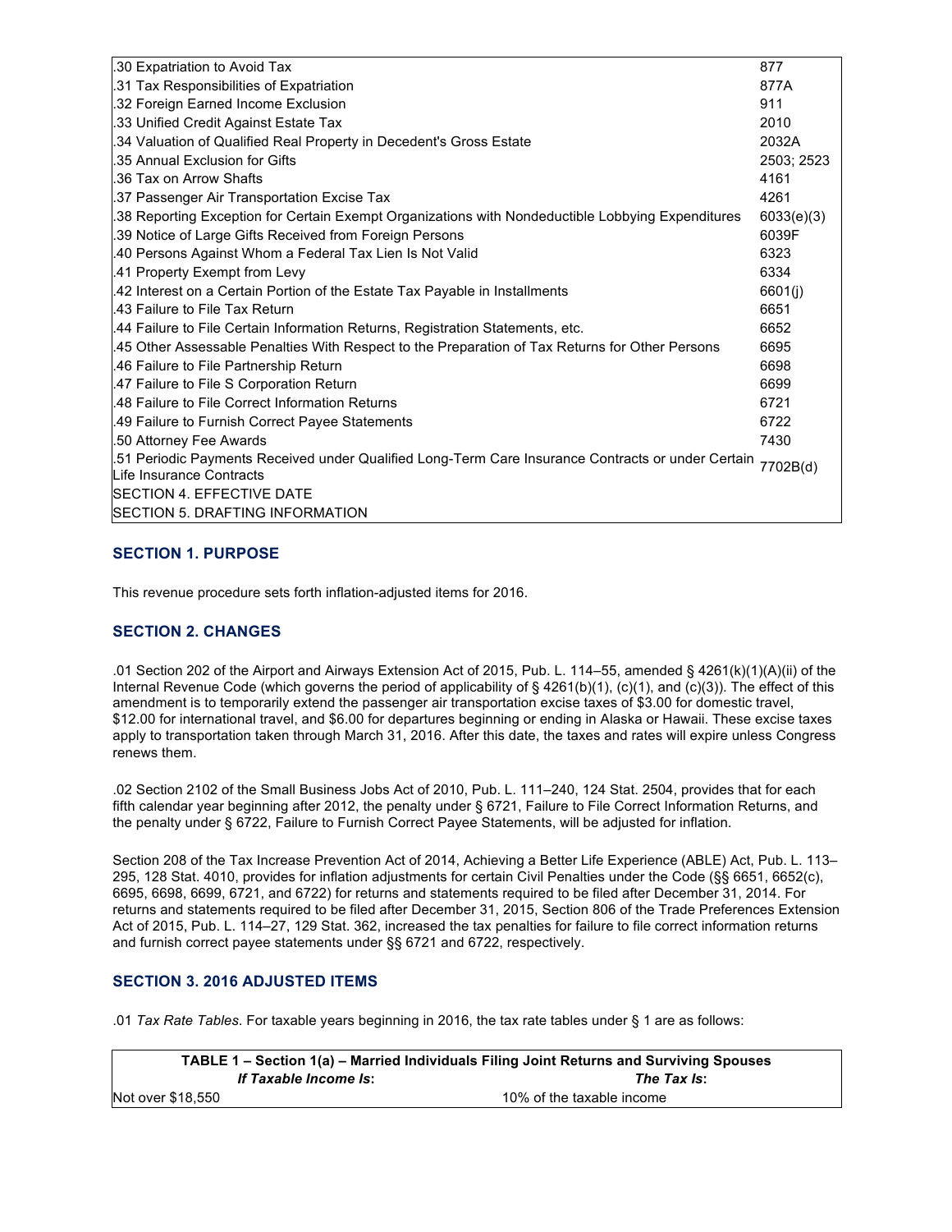| | |
|---|---|
| .30 Expatriation to Avoid Tax | 877 |
| .31 Tax Responsibilities of Expatriation | 877A |
| .32 Foreign Earned Income Exclusion | 911 |
| .33 Unified Credit Against Estate Tax | 2010 |
| .34 Valuation of Qualified Real Property in Decedent's Gross Estate | 2032A |
| .35 Annual Exclusion for Gifts | 2503; 2523 |
| .36 Tax on Arrow Shafts | 4161 |
| .37 Passenger Air Transportation Excise Tax | 4261 |
| .38 Reporting Exception for Certain Exempt Organizations with Nondeductible Lobbying Expenditures | 6033(e)(3) |
| .39 Notice of Large Gifts Received from Foreign Persons | 6039F |
| .40 Persons Against Whom a Federal Tax Lien Is Not Valid | 6323 |
| .41 Property Exempt from Levy | 6334 |
| .42 Interest on a Certain Portion of the Estate Tax Payable in Installments | 6601(j) |
| .43 Failure to File Tax Return | 6651 |
| .44 Failure to File Certain Information Returns, Registration Statements, etc. | 6652 |
| .45 Other Assessable Penalties With Respect to the Preparation of Tax Returns for Other Persons | 6695 |
| .46 Failure to File Partnership Return | 6698 |
| .47 Failure to File S Corporation Return | 6699 |
| .48 Failure to File Correct Information Returns | 6721 |
| .49 Failure to Furnish Correct Payee Statements | 6722 |
| .50 Attorney Fee Awards | 7430 |
| .51 Periodic Payments Received under Qualified Long-Term Care Insurance Contracts or under Certain Life Insurance Contracts | 7702B(d) |
| SECTION 4. EFFECTIVE DATE | |
| SECTION 5. DRAFTING INFORMATION | |

## SECTION 1. PURPOSE

This revenue procedure sets forth inflation-adjusted items for 2016.

## SECTION 2. CHANGES

.01 Section 202 of the Airport and Airways Extension Act of 2015, Pub. L. 114–55, amended § 4261(k)(1)(A)(ii) of the Internal Revenue Code (which governs the period of applicability of § 4261(b)(1), (c)(1), and (c)(3)). The effect of this amendment is to temporarily extend the passenger air transportation excise taxes of $3.00 for domestic travel, $12.00 for international travel, and $6.00 for departures beginning or ending in Alaska or Hawaii. These excise taxes apply to transportation taken through March 31, 2016. After this date, the taxes and rates will expire unless Congress renews them.

.02 Section 2102 of the Small Business Jobs Act of 2010, Pub. L. 111–240, 124 Stat. 2504, provides that for each fifth calendar year beginning after 2012, the penalty under § 6721, Failure to File Correct Information Returns, and the penalty under § 6722, Failure to Furnish Correct Payee Statements, will be adjusted for inflation.

Section 208 of the Tax Increase Prevention Act of 2014, Achieving a Better Life Experience (ABLE) Act, Pub. L. 113–295, 128 Stat. 4010, provides for inflation adjustments for certain Civil Penalties under the Code (§§ 6651, 6652(c), 6695, 6698, 6699, 6721, and 6722) for returns and statements required to be filed after December 31, 2014. For returns and statements required to be filed after December 31, 2015, Section 806 of the Trade Preferences Extension Act of 2015, Pub. L. 114–27, 129 Stat. 362, increased the tax penalties for failure to file correct information returns and furnish correct payee statements under §§ 6721 and 6722, respectively.

## SECTION 3. 2016 ADJUSTED ITEMS

.01 *Tax Rate Tables*. For taxable years beginning in 2016, the tax rate tables under § 1 are as follows:

| **TABLE 1 – Section 1(a) – Married Individuals Filing Joint Returns and Surviving Spouses** | |
|---|---|
| ***If Taxable Income Is*:** | ***The Tax Is*:** |
| Not over $18,550 | 10% of the taxable income |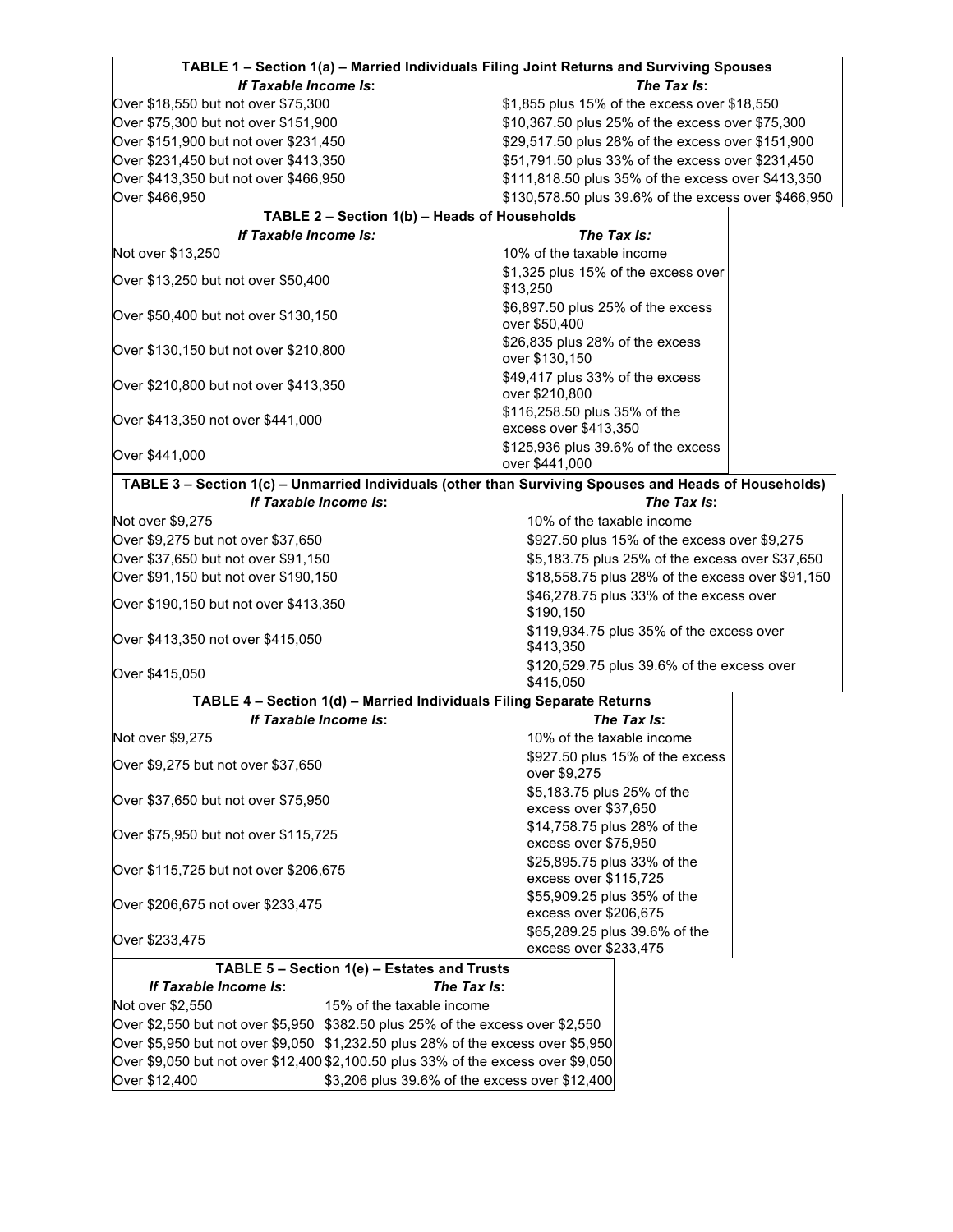**TABLE 1 – Section 1(a) – Married Individuals Filing Joint Returns and Surviving Spouses**

| *If Taxable Income Is*: | *The Tax Is*: |
|---|---|
| Over $18,550 but not over $75,300 | $1,855 plus 15% of the excess over $18,550 |
| Over $75,300 but not over $151,900 | $10,367.50 plus 25% of the excess over $75,300 |
| Over $151,900 but not over $231,450 | $29,517.50 plus 28% of the excess over $151,900 |
| Over $231,450 but not over $413,350 | $51,791.50 plus 33% of the excess over $231,450 |
| Over $413,350 but not over $466,950 | $111,818.50 plus 35% of the excess over $413,350 |
| Over $466,950 | $130,578.50 plus 39.6% of the excess over $466,950 |

**TABLE 2 – Section 1(b) – Heads of Households**

| *If Taxable Income Is:* | *The Tax Is:* |
|---|---|
| Not over $13,250 | 10% of the taxable income |
| Over $13,250 but not over $50,400 | $1,325 plus 15% of the excess over $13,250 |
| Over $50,400 but not over $130,150 | $6,897.50 plus 25% of the excess over $50,400 |
| Over $130,150 but not over $210,800 | $26,835 plus 28% of the excess over $130,150 |
| Over $210,800 but not over $413,350 | $49,417 plus 33% of the excess over $210,800 |
| Over $413,350 not over $441,000 | $116,258.50 plus 35% of the excess over $413,350 |
| Over $441,000 | $125,936 plus 39.6% of the excess over $441,000 |

**TABLE 3 – Section 1(c) – Unmarried Individuals (other than Surviving Spouses and Heads of Households)**

| *If Taxable Income Is*: | *The Tax Is*: |
|---|---|
| Not over $9,275 | 10% of the taxable income |
| Over $9,275 but not over $37,650 | $927.50 plus 15% of the excess over $9,275 |
| Over $37,650 but not over $91,150 | $5,183.75 plus 25% of the excess over $37,650 |
| Over $91,150 but not over $190,150 | $18,558.75 plus 28% of the excess over $91,150 |
| Over $190,150 but not over $413,350 | $46,278.75 plus 33% of the excess over $190,150 |
| Over $413,350 not over $415,050 | $119,934.75 plus 35% of the excess over $413,350 |
| Over $415,050 | $120,529.75 plus 39.6% of the excess over $415,050 |

**TABLE 4 – Section 1(d) – Married Individuals Filing Separate Returns**

| *If Taxable Income Is*: | *The Tax Is*: |
|---|---|
| Not over $9,275 | 10% of the taxable income |
| Over $9,275 but not over $37,650 | $927.50 plus 15% of the excess over $9,275 |
| Over $37,650 but not over $75,950 | $5,183.75 plus 25% of the excess over $37,650 |
| Over $75,950 but not over $115,725 | $14,758.75 plus 28% of the excess over $75,950 |
| Over $115,725 but not over $206,675 | $25,895.75 plus 33% of the excess over $115,725 |
| Over $206,675 not over $233,475 | $55,909.25 plus 35% of the excess over $206,675 |
| Over $233,475 | $65,289.25 plus 39.6% of the excess over $233,475 |

**TABLE 5 – Section 1(e) – Estates and Trusts**

| *If Taxable Income Is*: | *The Tax Is*: |
|---|---|
| Not over $2,550 | 15% of the taxable income |
| Over $2,550 but not over $5,950 | $382.50 plus 25% of the excess over $2,550 |
| Over $5,950 but not over $9,050 | $1,232.50 plus 28% of the excess over $5,950 |
| Over $9,050 but not over $12,400 | $2,100.50 plus 33% of the excess over $9,050 |
| Over $12,400 | $3,206 plus 39.6% of the excess over $12,400 |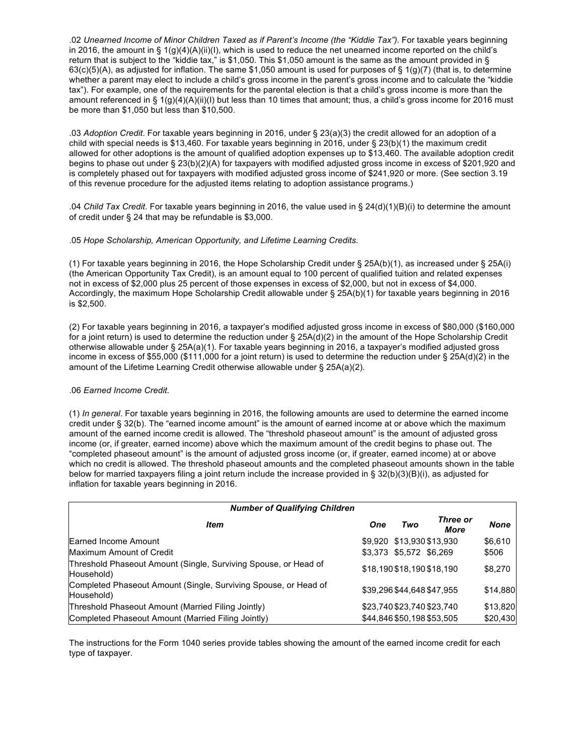.02 *Unearned Income of Minor Children Taxed as if Parent's Income (the "Kiddie Tax").* For taxable years beginning in 2016, the amount in § 1(g)(4)(A)(ii)(I), which is used to reduce the net unearned income reported on the child's return that is subject to the "kiddie tax," is $1,050. This $1,050 amount is the same as the amount provided in § 63(c)(5)(A), as adjusted for inflation. The same $1,050 amount is used for purposes of § 1(g)(7) (that is, to determine whether a parent may elect to include a child's gross income in the parent's gross income and to calculate the "kiddie tax"). For example, one of the requirements for the parental election is that a child's gross income is more than the amount referenced in § 1(g)(4)(A)(ii)(I) but less than 10 times that amount; thus, a child's gross income for 2016 must be more than $1,050 but less than $10,500.

.03 *Adoption Credit*. For taxable years beginning in 2016, under § 23(a)(3) the credit allowed for an adoption of a child with special needs is $13,460. For taxable years beginning in 2016, under § 23(b)(1) the maximum credit allowed for other adoptions is the amount of qualified adoption expenses up to $13,460. The available adoption credit begins to phase out under § 23(b)(2)(A) for taxpayers with modified adjusted gross income in excess of $201,920 and is completely phased out for taxpayers with modified adjusted gross income of $241,920 or more. (See section 3.19 of this revenue procedure for the adjusted items relating to adoption assistance programs.)

.04 *Child Tax Credit*. For taxable years beginning in 2016, the value used in § 24(d)(1)(B)(i) to determine the amount of credit under § 24 that may be refundable is $3,000.

.05 *Hope Scholarship, American Opportunity, and Lifetime Learning Credits*.

(1) For taxable years beginning in 2016, the Hope Scholarship Credit under § 25A(b)(1), as increased under § 25A(i) (the American Opportunity Tax Credit), is an amount equal to 100 percent of qualified tuition and related expenses not in excess of $2,000 plus 25 percent of those expenses in excess of $2,000, but not in excess of $4,000. Accordingly, the maximum Hope Scholarship Credit allowable under § 25A(b)(1) for taxable years beginning in 2016 is $2,500.

(2) For taxable years beginning in 2016, a taxpayer's modified adjusted gross income in excess of $80,000 ($160,000 for a joint return) is used to determine the reduction under § 25A(d)(2) in the amount of the Hope Scholarship Credit otherwise allowable under § 25A(a)(1). For taxable years beginning in 2016, a taxpayer's modified adjusted gross income in excess of $55,000 ($111,000 for a joint return) is used to determine the reduction under § 25A(d)(2) in the amount of the Lifetime Learning Credit otherwise allowable under § 25A(a)(2).

.06 *Earned Income Credit.*

(1) *In general*. For taxable years beginning in 2016, the following amounts are used to determine the earned income credit under § 32(b). The "earned income amount" is the amount of earned income at or above which the maximum amount of the earned income credit is allowed. The "threshold phaseout amount" is the amount of adjusted gross income (or, if greater, earned income) above which the maximum amount of the credit begins to phase out. The "completed phaseout amount" is the amount of adjusted gross income (or, if greater, earned income) at or above which no credit is allowed. The threshold phaseout amounts and the completed phaseout amounts shown in the table below for married taxpayers filing a joint return include the increase provided in § 32(b)(3)(B)(i), as adjusted for inflation for taxable years beginning in 2016.

| ***Number of Qualifying Children*** | | | | |
|---|---|---|---|---|
| ***Item*** | ***One*** | ***Two*** | ***Three or More*** | ***None*** |
| Earned Income Amount | $9,920 | $13,930 | $13,930 | $6,610 |
| Maximum Amount of Credit | $3,373 | $5,572 | $6,269 | $506 |
| Threshold Phaseout Amount (Single, Surviving Spouse, or Head of Household) | $18,190 | $18,190 | $18,190 | $8,270 |
| Completed Phaseout Amount (Single, Surviving Spouse, or Head of Household) | $39,296 | $44,648 | $47,955 | $14,880 |
| Threshold Phaseout Amount (Married Filing Jointly) | $23,740 | $23,740 | $23,740 | $13,820 |
| Completed Phaseout Amount (Married Filing Jointly) | $44,846 | $50,198 | $53,505 | $20,430 |

The instructions for the Form 1040 series provide tables showing the amount of the earned income credit for each type of taxpayer.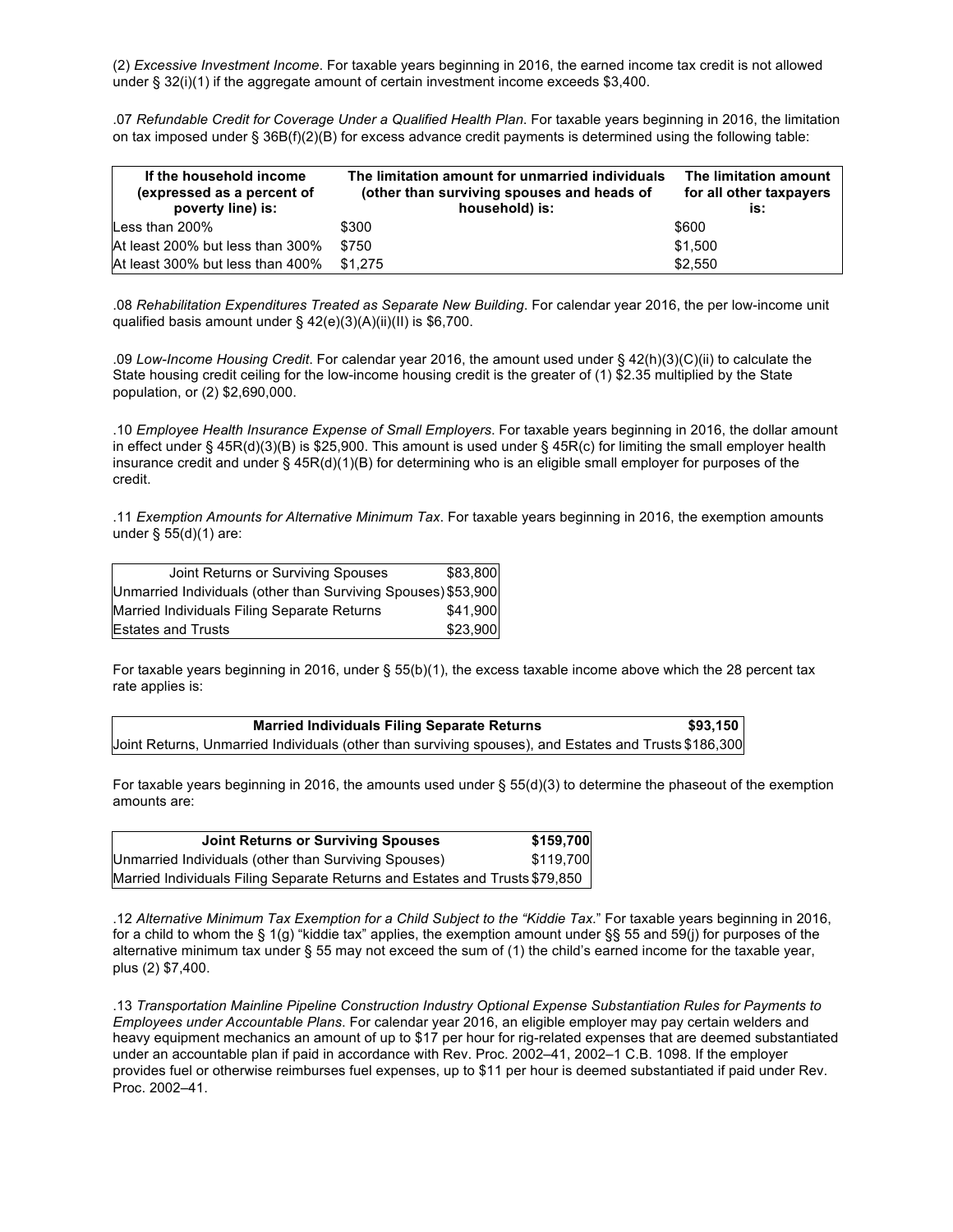(2) *Excessive Investment Income*. For taxable years beginning in 2016, the earned income tax credit is not allowed under § 32(i)(1) if the aggregate amount of certain investment income exceeds $3,400.

.07 *Refundable Credit for Coverage Under a Qualified Health Plan.* For taxable years beginning in 2016, the limitation on tax imposed under § 36B(f)(2)(B) for excess advance credit payments is determined using the following table:

| If the household income (expressed as a percent of poverty line) is: | The limitation amount for unmarried individuals (other than surviving spouses and heads of household) is: | The limitation amount for all other taxpayers is: |
|---|---|---|
| Less than 200% | $300 | $600 |
| At least 200% but less than 300% | $750 | $1,500 |
| At least 300% but less than 400% | $1,275 | $2,550 |

.08 *Rehabilitation Expenditures Treated as Separate New Building*. For calendar year 2016, the per low-income unit qualified basis amount under § 42(e)(3)(A)(ii)(II) is $6,700.

.09 *Low-Income Housing Credit*. For calendar year 2016, the amount used under § 42(h)(3)(C)(ii) to calculate the State housing credit ceiling for the low-income housing credit is the greater of (1) $2.35 multiplied by the State population, or (2) $2,690,000.

.10 *Employee Health Insurance Expense of Small Employers*. For taxable years beginning in 2016, the dollar amount in effect under § 45R(d)(3)(B) is $25,900. This amount is used under § 45R(c) for limiting the small employer health insurance credit and under § 45R(d)(1)(B) for determining who is an eligible small employer for purposes of the credit.

.11 *Exemption Amounts for Alternative Minimum Tax*. For taxable years beginning in 2016, the exemption amounts under § 55(d)(1) are:

| Joint Returns or Surviving Spouses | $83,800 |
|---|---|
| Unmarried Individuals (other than Surviving Spouses) | $53,900 |
| Married Individuals Filing Separate Returns | $41,900 |
| Estates and Trusts | $23,900 |

For taxable years beginning in 2016, under § 55(b)(1), the excess taxable income above which the 28 percent tax rate applies is:

| Married Individuals Filing Separate Returns | $93,150 |
|---|---|
| Joint Returns, Unmarried Individuals (other than surviving spouses), and Estates and Trusts | $186,300 |

For taxable years beginning in 2016, the amounts used under § 55(d)(3) to determine the phaseout of the exemption amounts are:

| Joint Returns or Surviving Spouses | $159,700 |
|---|---|
| Unmarried Individuals (other than Surviving Spouses) | $119,700 |
| Married Individuals Filing Separate Returns and Estates and Trusts | $79,850 |

.12 *Alternative Minimum Tax Exemption for a Child Subject to the "Kiddie Tax*." For taxable years beginning in 2016, for a child to whom the § 1(g) "kiddie tax" applies, the exemption amount under §§ 55 and 59(j) for purposes of the alternative minimum tax under § 55 may not exceed the sum of (1) the child's earned income for the taxable year, plus (2) $7,400.

.13 *Transportation Mainline Pipeline Construction Industry Optional Expense Substantiation Rules for Payments to Employees under Accountable Plans*. For calendar year 2016, an eligible employer may pay certain welders and heavy equipment mechanics an amount of up to $17 per hour for rig-related expenses that are deemed substantiated under an accountable plan if paid in accordance with Rev. Proc. 2002–41, 2002–1 C.B. 1098. If the employer provides fuel or otherwise reimburses fuel expenses, up to $11 per hour is deemed substantiated if paid under Rev. Proc. 2002–41.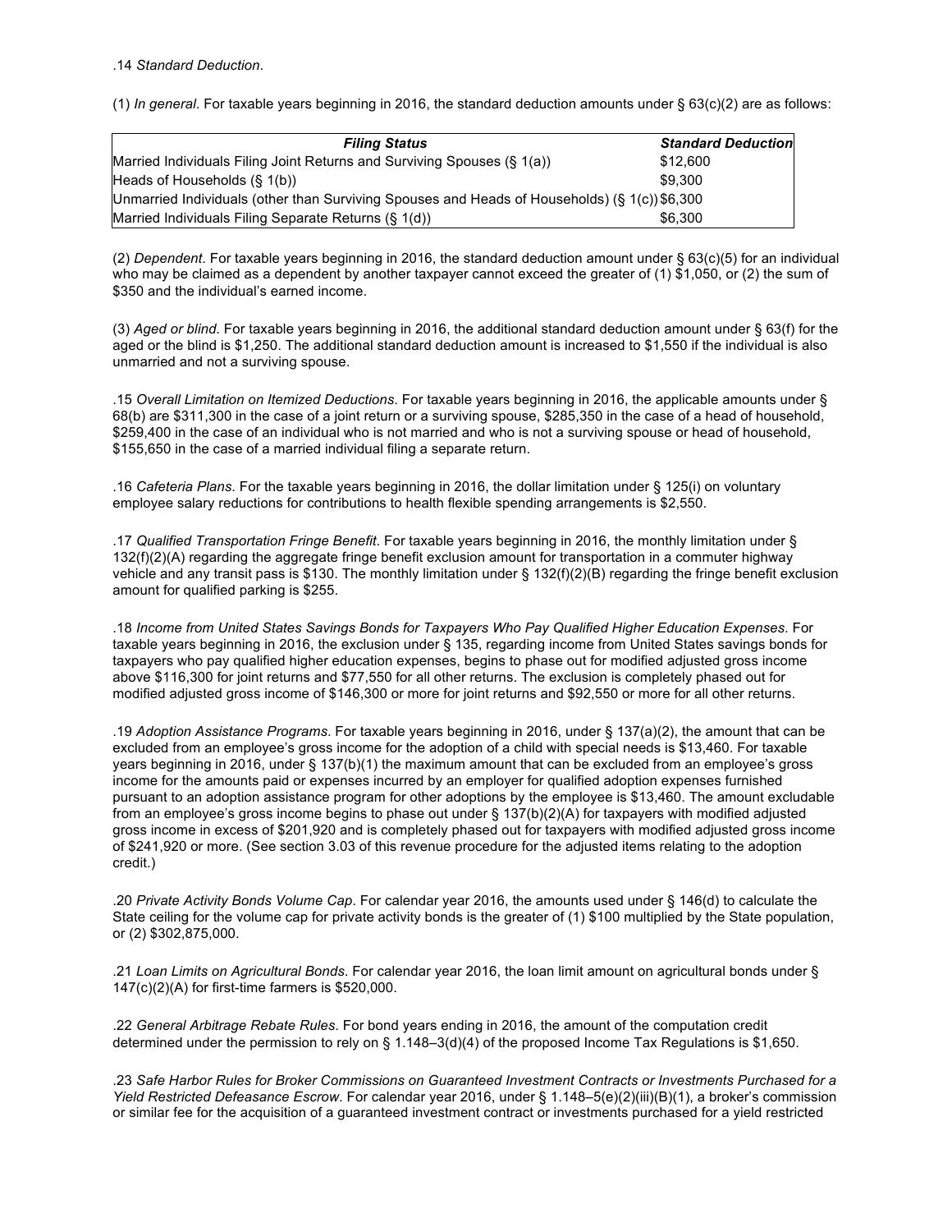.14 *Standard Deduction*.

(1) *In general*. For taxable years beginning in 2016, the standard deduction amounts under § 63(c)(2) are as follows:

| ***Filing Status*** | ***Standard Deduction*** |
|---|---|
| Married Individuals Filing Joint Returns and Surviving Spouses (§ 1(a)) | $12,600 |
| Heads of Households (§ 1(b)) | $9,300 |
| Unmarried Individuals (other than Surviving Spouses and Heads of Households) (§ 1(c)) | $6,300 |
| Married Individuals Filing Separate Returns (§ 1(d)) | $6,300 |

(2) *Dependent*. For taxable years beginning in 2016, the standard deduction amount under § 63(c)(5) for an individual who may be claimed as a dependent by another taxpayer cannot exceed the greater of (1) $1,050, or (2) the sum of $350 and the individual's earned income.

(3) *Aged or blind*. For taxable years beginning in 2016, the additional standard deduction amount under § 63(f) for the aged or the blind is $1,250. The additional standard deduction amount is increased to $1,550 if the individual is also unmarried and not a surviving spouse.

.15 *Overall Limitation on Itemized Deductions*. For taxable years beginning in 2016, the applicable amounts under § 68(b) are $311,300 in the case of a joint return or a surviving spouse, $285,350 in the case of a head of household, $259,400 in the case of an individual who is not married and who is not a surviving spouse or head of household, $155,650 in the case of a married individual filing a separate return.

.16 *Cafeteria Plans*. For the taxable years beginning in 2016, the dollar limitation under § 125(i) on voluntary employee salary reductions for contributions to health flexible spending arrangements is $2,550.

.17 *Qualified Transportation Fringe Benefit*. For taxable years beginning in 2016, the monthly limitation under § 132(f)(2)(A) regarding the aggregate fringe benefit exclusion amount for transportation in a commuter highway vehicle and any transit pass is $130. The monthly limitation under § 132(f)(2)(B) regarding the fringe benefit exclusion amount for qualified parking is $255.

.18 *Income from United States Savings Bonds for Taxpayers Who Pay Qualified Higher Education Expenses*. For taxable years beginning in 2016, the exclusion under § 135, regarding income from United States savings bonds for taxpayers who pay qualified higher education expenses, begins to phase out for modified adjusted gross income above $116,300 for joint returns and $77,550 for all other returns. The exclusion is completely phased out for modified adjusted gross income of $146,300 or more for joint returns and $92,550 or more for all other returns.

.19 *Adoption Assistance Programs*. For taxable years beginning in 2016, under § 137(a)(2), the amount that can be excluded from an employee's gross income for the adoption of a child with special needs is $13,460. For taxable years beginning in 2016, under § 137(b)(1) the maximum amount that can be excluded from an employee's gross income for the amounts paid or expenses incurred by an employer for qualified adoption expenses furnished pursuant to an adoption assistance program for other adoptions by the employee is $13,460. The amount excludable from an employee's gross income begins to phase out under § 137(b)(2)(A) for taxpayers with modified adjusted gross income in excess of $201,920 and is completely phased out for taxpayers with modified adjusted gross income of $241,920 or more. (See section 3.03 of this revenue procedure for the adjusted items relating to the adoption credit.)

.20 *Private Activity Bonds Volume Cap*. For calendar year 2016, the amounts used under § 146(d) to calculate the State ceiling for the volume cap for private activity bonds is the greater of (1) $100 multiplied by the State population, or (2) $302,875,000.

.21 *Loan Limits on Agricultural Bonds*. For calendar year 2016, the loan limit amount on agricultural bonds under § 147(c)(2)(A) for first-time farmers is $520,000.

.22 *General Arbitrage Rebate Rules*. For bond years ending in 2016, the amount of the computation credit determined under the permission to rely on § 1.148–3(d)(4) of the proposed Income Tax Regulations is $1,650.

.23 *Safe Harbor Rules for Broker Commissions on Guaranteed Investment Contracts or Investments Purchased for a Yield Restricted Defeasance Escrow*. For calendar year 2016, under § 1.148–5(e)(2)(iii)(B)(1), a broker's commission or similar fee for the acquisition of a guaranteed investment contract or investments purchased for a yield restricted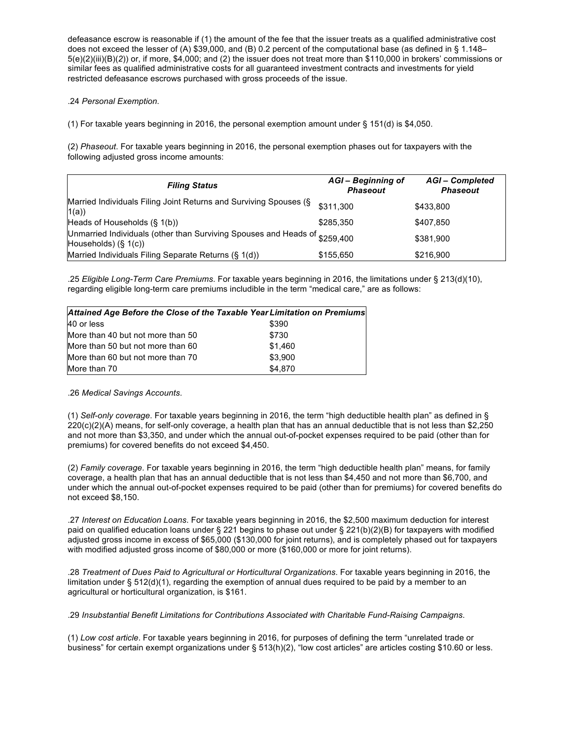defeasance escrow is reasonable if (1) the amount of the fee that the issuer treats as a qualified administrative cost does not exceed the lesser of (A) $39,000, and (B) 0.2 percent of the computational base (as defined in § 1.148–5(e)(2)(iii)(B)(*2*)) or, if more, $4,000; and (2) the issuer does not treat more than $110,000 in brokers' commissions or similar fees as qualified administrative costs for all guaranteed investment contracts and investments for yield restricted defeasance escrows purchased with gross proceeds of the issue.

.24 *Personal Exemption*.

(1) For taxable years beginning in 2016, the personal exemption amount under § 151(d) is $4,050.

(2) *Phaseout*. For taxable years beginning in 2016, the personal exemption phases out for taxpayers with the following adjusted gross income amounts:

| ***Filing Status*** | ***AGI – Beginning of Phaseout*** | ***AGI – Completed Phaseout*** |
|---|---|---|
| Married Individuals Filing Joint Returns and Surviving Spouses (§ 1(a)) | $311,300 | $433,800 |
| Heads of Households (§ 1(b)) | $285,350 | $407,850 |
| Unmarried Individuals (other than Surviving Spouses and Heads of Households) (§ 1(c)) | $259,400 | $381,900 |
| Married Individuals Filing Separate Returns (§ 1(d)) | $155,650 | $216,900 |

.25 *Eligible Long-Term Care Premiums*. For taxable years beginning in 2016, the limitations under § 213(d)(10), regarding eligible long-term care premiums includible in the term "medical care," are as follows:

| ***Attained Age Before the Close of the Taxable Year*** | ***Limitation on Premiums*** |
|---|---|
| 40 or less | $390 |
| More than 40 but not more than 50 | $730 |
| More than 50 but not more than 60 | $1,460 |
| More than 60 but not more than 70 | $3,900 |
| More than 70 | $4,870 |

.26 *Medical Savings Accounts*.

(1) *Self-only coverage*. For taxable years beginning in 2016, the term "high deductible health plan" as defined in § 220(c)(2)(A) means, for self-only coverage, a health plan that has an annual deductible that is not less than $2,250 and not more than $3,350, and under which the annual out-of-pocket expenses required to be paid (other than for premiums) for covered benefits do not exceed $4,450.

(2) *Family coverage*. For taxable years beginning in 2016, the term "high deductible health plan" means, for family coverage, a health plan that has an annual deductible that is not less than $4,450 and not more than $6,700, and under which the annual out-of-pocket expenses required to be paid (other than for premiums) for covered benefits do not exceed $8,150.

.27 *Interest on Education Loans*. For taxable years beginning in 2016, the $2,500 maximum deduction for interest paid on qualified education loans under § 221 begins to phase out under § 221(b)(2)(B) for taxpayers with modified adjusted gross income in excess of $65,000 ($130,000 for joint returns), and is completely phased out for taxpayers with modified adjusted gross income of $80,000 or more ($160,000 or more for joint returns).

.28 *Treatment of Dues Paid to Agricultural or Horticultural Organizations*. For taxable years beginning in 2016, the limitation under § 512(d)(1), regarding the exemption of annual dues required to be paid by a member to an agricultural or horticultural organization, is $161.

.29 *Insubstantial Benefit Limitations for Contributions Associated with Charitable Fund-Raising Campaigns*.

(1) *Low cost article*. For taxable years beginning in 2016, for purposes of defining the term "unrelated trade or business" for certain exempt organizations under § 513(h)(2), "low cost articles" are articles costing $10.60 or less.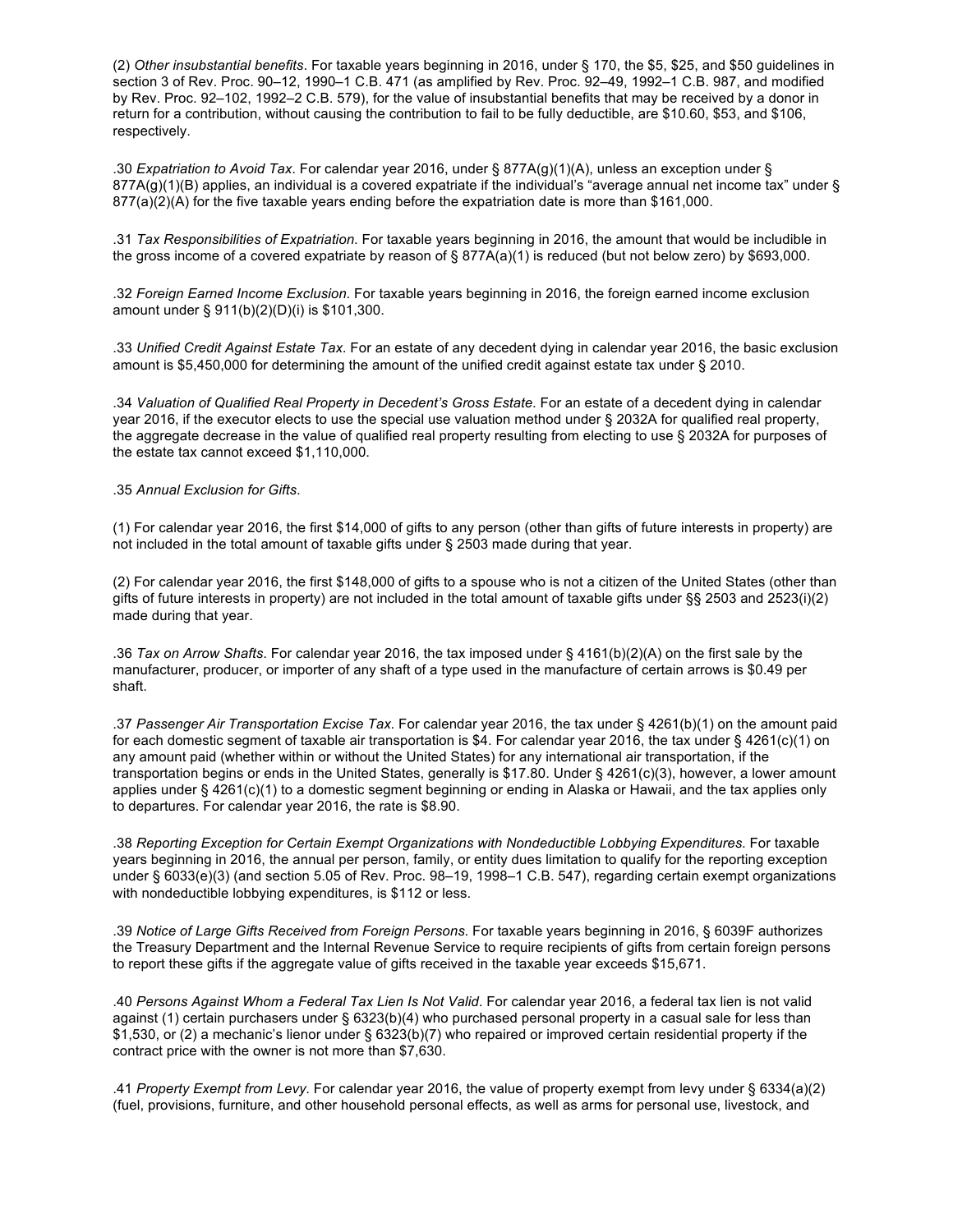(2) *Other insubstantial benefits*. For taxable years beginning in 2016, under § 170, the $5, $25, and $50 guidelines in section 3 of Rev. Proc. 90–12, 1990–1 C.B. 471 (as amplified by Rev. Proc. 92–49, 1992–1 C.B. 987, and modified by Rev. Proc. 92–102, 1992–2 C.B. 579), for the value of insubstantial benefits that may be received by a donor in return for a contribution, without causing the contribution to fail to be fully deductible, are $10.60, $53, and $106, respectively.

.30 *Expatriation to Avoid Tax*. For calendar year 2016, under § 877A(g)(1)(A), unless an exception under § 877A(g)(1)(B) applies, an individual is a covered expatriate if the individual's "average annual net income tax" under § 877(a)(2)(A) for the five taxable years ending before the expatriation date is more than $161,000.

.31 *Tax Responsibilities of Expatriation*. For taxable years beginning in 2016, the amount that would be includible in the gross income of a covered expatriate by reason of § 877A(a)(1) is reduced (but not below zero) by $693,000.

.32 *Foreign Earned Income Exclusion*. For taxable years beginning in 2016, the foreign earned income exclusion amount under § 911(b)(2)(D)(i) is $101,300.

.33 *Unified Credit Against Estate Tax*. For an estate of any decedent dying in calendar year 2016, the basic exclusion amount is $5,450,000 for determining the amount of the unified credit against estate tax under § 2010.

.34 *Valuation of Qualified Real Property in Decedent's Gross Estate*. For an estate of a decedent dying in calendar year 2016, if the executor elects to use the special use valuation method under § 2032A for qualified real property, the aggregate decrease in the value of qualified real property resulting from electing to use § 2032A for purposes of the estate tax cannot exceed $1,110,000.

.35 *Annual Exclusion for Gifts*.

(1) For calendar year 2016, the first $14,000 of gifts to any person (other than gifts of future interests in property) are not included in the total amount of taxable gifts under § 2503 made during that year.

(2) For calendar year 2016, the first $148,000 of gifts to a spouse who is not a citizen of the United States (other than gifts of future interests in property) are not included in the total amount of taxable gifts under §§ 2503 and 2523(i)(2) made during that year.

.36 *Tax on Arrow Shafts*. For calendar year 2016, the tax imposed under § 4161(b)(2)(A) on the first sale by the manufacturer, producer, or importer of any shaft of a type used in the manufacture of certain arrows is $0.49 per shaft.

.37 *Passenger Air Transportation Excise Tax*. For calendar year 2016, the tax under § 4261(b)(1) on the amount paid for each domestic segment of taxable air transportation is $4. For calendar year 2016, the tax under § 4261(c)(1) on any amount paid (whether within or without the United States) for any international air transportation, if the transportation begins or ends in the United States, generally is $17.80. Under § 4261(c)(3), however, a lower amount applies under § 4261(c)(1) to a domestic segment beginning or ending in Alaska or Hawaii, and the tax applies only to departures. For calendar year 2016, the rate is $8.90.

.38 *Reporting Exception for Certain Exempt Organizations with Nondeductible Lobbying Expenditures*. For taxable years beginning in 2016, the annual per person, family, or entity dues limitation to qualify for the reporting exception under § 6033(e)(3) (and section 5.05 of Rev. Proc. 98–19, 1998–1 C.B. 547), regarding certain exempt organizations with nondeductible lobbying expenditures, is $112 or less.

.39 *Notice of Large Gifts Received from Foreign Persons*. For taxable years beginning in 2016, § 6039F authorizes the Treasury Department and the Internal Revenue Service to require recipients of gifts from certain foreign persons to report these gifts if the aggregate value of gifts received in the taxable year exceeds $15,671.

.40 *Persons Against Whom a Federal Tax Lien Is Not Valid*. For calendar year 2016, a federal tax lien is not valid against (1) certain purchasers under § 6323(b)(4) who purchased personal property in a casual sale for less than $1,530, or (2) a mechanic's lienor under § 6323(b)(7) who repaired or improved certain residential property if the contract price with the owner is not more than $7,630.

.41 *Property Exempt from Levy*. For calendar year 2016, the value of property exempt from levy under § 6334(a)(2) (fuel, provisions, furniture, and other household personal effects, as well as arms for personal use, livestock, and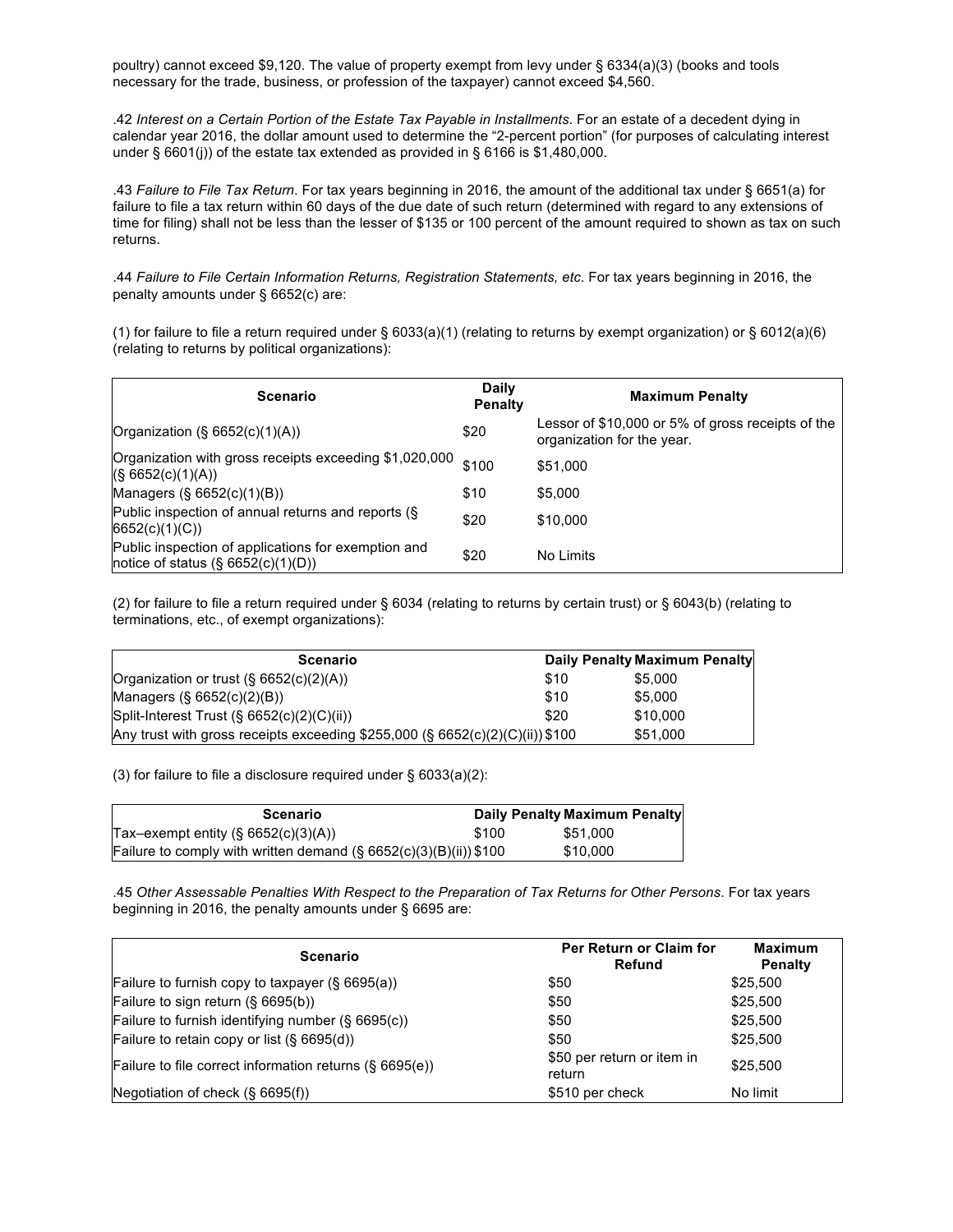poultry) cannot exceed $9,120. The value of property exempt from levy under § 6334(a)(3) (books and tools necessary for the trade, business, or profession of the taxpayer) cannot exceed $4,560.

.42 *Interest on a Certain Portion of the Estate Tax Payable in Installments*. For an estate of a decedent dying in calendar year 2016, the dollar amount used to determine the "2-percent portion" (for purposes of calculating interest under § 6601(j)) of the estate tax extended as provided in § 6166 is $1,480,000.

.43 *Failure to File Tax Return*. For tax years beginning in 2016, the amount of the additional tax under § 6651(a) for failure to file a tax return within 60 days of the due date of such return (determined with regard to any extensions of time for filing) shall not be less than the lesser of $135 or 100 percent of the amount required to shown as tax on such returns.

.44 *Failure to File Certain Information Returns, Registration Statements, etc*. For tax years beginning in 2016, the penalty amounts under § 6652(c) are:

(1) for failure to file a return required under § 6033(a)(1) (relating to returns by exempt organization) or § 6012(a)(6) (relating to returns by political organizations):

| Scenario | Daily Penalty | Maximum Penalty |
|---|---|---|
| Organization (§ 6652(c)(1)(A)) | $20 | Lessor of $10,000 or 5% of gross receipts of the organization for the year. |
| Organization with gross receipts exceeding $1,020,000 (§ 6652(c)(1)(A)) | $100 | $51,000 |
| Managers (§ 6652(c)(1)(B)) | $10 | $5,000 |
| Public inspection of annual returns and reports (§ 6652(c)(1)(C)) | $20 | $10,000 |
| Public inspection of applications for exemption and notice of status (§ 6652(c)(1)(D)) | $20 | No Limits |

(2) for failure to file a return required under § 6034 (relating to returns by certain trust) or § 6043(b) (relating to terminations, etc., of exempt organizations):

| Scenario | Daily Penalty | Maximum Penalty |
|---|---|---|
| Organization or trust (§ 6652(c)(2)(A)) | $10 | $5,000 |
| Managers (§ 6652(c)(2)(B)) | $10 | $5,000 |
| Split-Interest Trust (§ 6652(c)(2)(C)(ii)) | $20 | $10,000 |
| Any trust with gross receipts exceeding $255,000 (§ 6652(c)(2)(C)(ii)) | $100 | $51,000 |

(3) for failure to file a disclosure required under § 6033(a)(2):

| Scenario | Daily Penalty | Maximum Penalty |
|---|---|---|
| Tax–exempt entity (§ 6652(c)(3)(A)) | $100 | $51,000 |
| Failure to comply with written demand (§ 6652(c)(3)(B)(ii)) | $100 | $10,000 |

.45 *Other Assessable Penalties With Respect to the Preparation of Tax Returns for Other Persons*. For tax years beginning in 2016, the penalty amounts under § 6695 are:

| Scenario | Per Return or Claim for Refund | Maximum Penalty |
|---|---|---|
| Failure to furnish copy to taxpayer (§ 6695(a)) | $50 | $25,500 |
| Failure to sign return (§ 6695(b)) | $50 | $25,500 |
| Failure to furnish identifying number (§ 6695(c)) | $50 | $25,500 |
| Failure to retain copy or list (§ 6695(d)) | $50 | $25,500 |
| Failure to file correct information returns (§ 6695(e)) | $50 per return or item in return | $25,500 |
| Negotiation of check (§ 6695(f)) | $510 per check | No limit |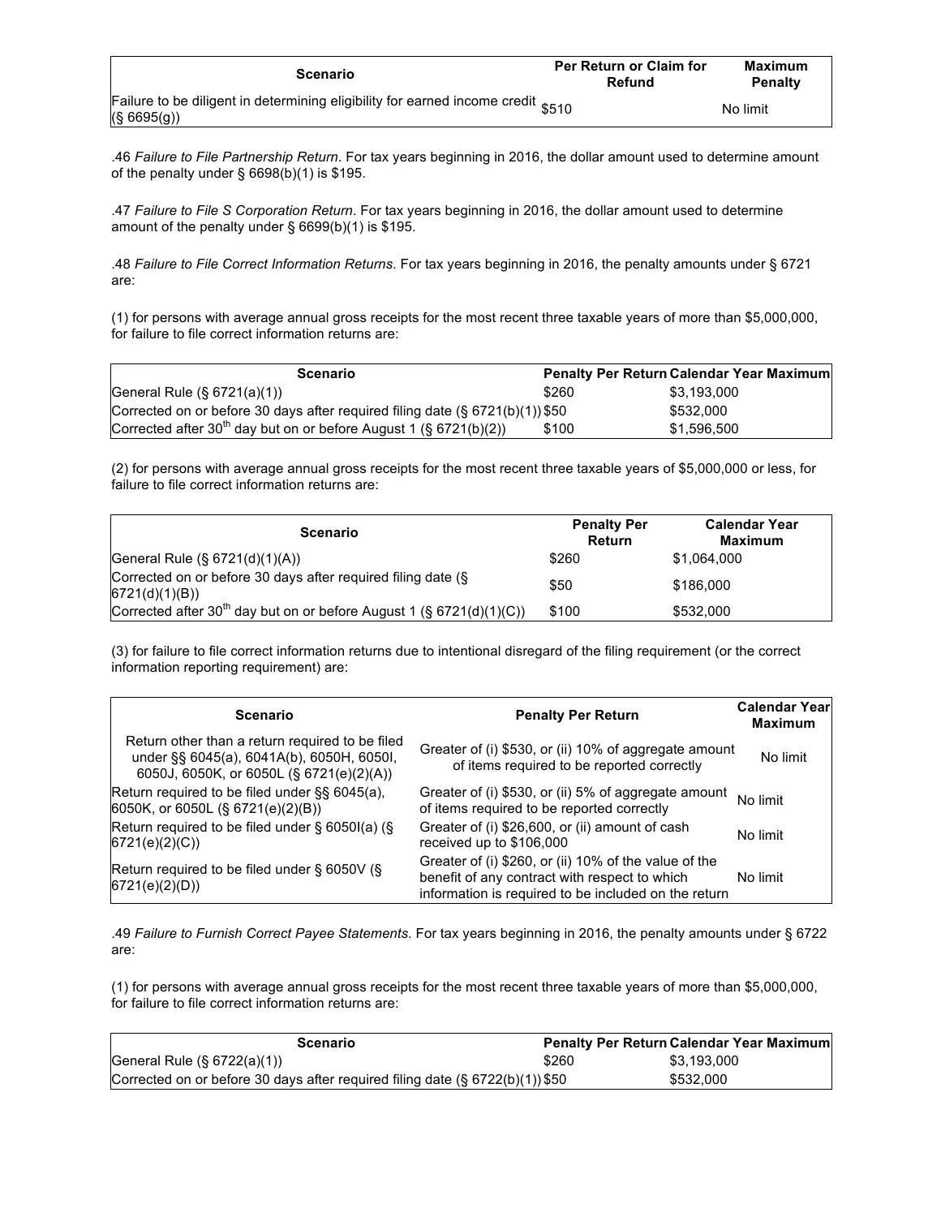| Scenario | Per Return or Claim for Refund | Maximum Penalty |
|---|---|---|
| Failure to be diligent in determining eligibility for earned income credit (§ 6695(g)) | $510 | No limit |

.46 *Failure to File Partnership Return*. For tax years beginning in 2016, the dollar amount used to determine amount of the penalty under § 6698(b)(1) is $195.

.47 *Failure to File S Corporation Return*. For tax years beginning in 2016, the dollar amount used to determine amount of the penalty under § 6699(b)(1) is $195.

.48 *Failure to File Correct Information Returns*. For tax years beginning in 2016, the penalty amounts under § 6721 are:

(1) for persons with average annual gross receipts for the most recent three taxable years of more than $5,000,000, for failure to file correct information returns are:

| Scenario | Penalty Per Return | Calendar Year Maximum |
|---|---|---|
| General Rule (§ 6721(a)(1)) | $260 | $3,193,000 |
| Corrected on or before 30 days after required filing date (§ 6721(b)(1)) | $50 | $532,000 |
| Corrected after 30th day but on or before August 1 (§ 6721(b)(2)) | $100 | $1,596,500 |

(2) for persons with average annual gross receipts for the most recent three taxable years of $5,000,000 or less, for failure to file correct information returns are:

| Scenario | Penalty Per Return | Calendar Year Maximum |
|---|---|---|
| General Rule (§ 6721(d)(1)(A)) | $260 | $1,064,000 |
| Corrected on or before 30 days after required filing date (§ 6721(d)(1)(B)) | $50 | $186,000 |
| Corrected after 30th day but on or before August 1 (§ 6721(d)(1)(C)) | $100 | $532,000 |

(3) for failure to file correct information returns due to intentional disregard of the filing requirement (or the correct information reporting requirement) are:

| Scenario | Penalty Per Return | Calendar Year Maximum |
|---|---|---|
| Return other than a return required to be filed under §§ 6045(a), 6041A(b), 6050H, 6050I, 6050J, 6050K, or 6050L (§ 6721(e)(2)(A)) | Greater of (i) $530, or (ii) 10% of aggregate amount of items required to be reported correctly | No limit |
| Return required to be filed under §§ 6045(a), 6050K, or 6050L (§ 6721(e)(2)(B)) | Greater of (i) $530, or (ii) 5% of aggregate amount of items required to be reported correctly | No limit |
| Return required to be filed under § 6050I(a) (§ 6721(e)(2)(C)) | Greater of (i) $26,600, or (ii) amount of cash received up to $106,000 | No limit |
| Return required to be filed under § 6050V (§ 6721(e)(2)(D)) | Greater of (i) $260, or (ii) 10% of the value of the benefit of any contract with respect to which information is required to be included on the return | No limit |

.49 *Failure to Furnish Correct Payee Statements*. For tax years beginning in 2016, the penalty amounts under § 6722 are:

(1) for persons with average annual gross receipts for the most recent three taxable years of more than $5,000,000, for failure to file correct information returns are:

| Scenario | Penalty Per Return | Calendar Year Maximum |
|---|---|---|
| General Rule (§ 6722(a)(1)) | $260 | $3,193,000 |
| Corrected on or before 30 days after required filing date (§ 6722(b)(1)) | $50 | $532,000 |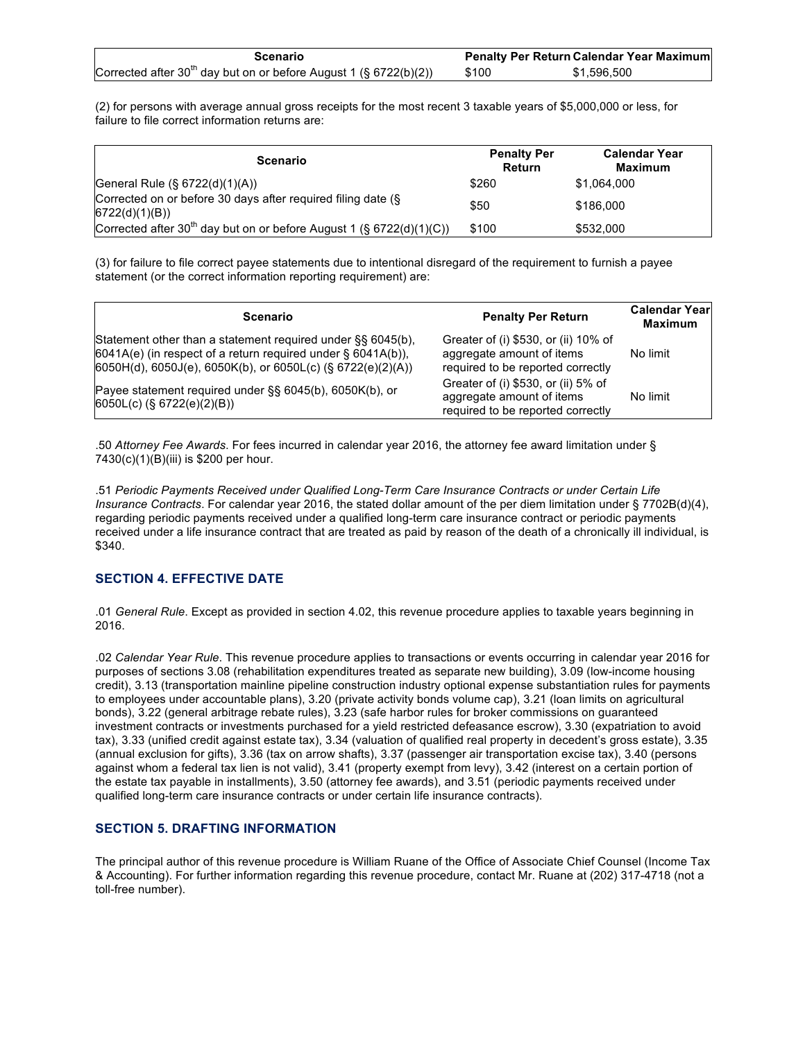| Scenario | Penalty Per Return | Calendar Year Maximum |
|---|---|---|
| Corrected after 30th day but on or before August 1 (§ 6722(b)(2)) | $100 | $1,596,500 |

(2) for persons with average annual gross receipts for the most recent 3 taxable years of $5,000,000 or less, for failure to file correct information returns are:

| Scenario | Penalty Per Return | Calendar Year Maximum |
|---|---|---|
| General Rule (§ 6722(d)(1)(A)) | $260 | $1,064,000 |
| Corrected on or before 30 days after required filing date (§ 6722(d)(1)(B)) | $50 | $186,000 |
| Corrected after 30th day but on or before August 1 (§ 6722(d)(1)(C)) | $100 | $532,000 |

(3) for failure to file correct payee statements due to intentional disregard of the requirement to furnish a payee statement (or the correct information reporting requirement) are:

| Scenario | Penalty Per Return | Calendar Year Maximum |
|---|---|---|
| Statement other than a statement required under §§ 6045(b), 6041A(e) (in respect of a return required under § 6041A(b)), 6050H(d), 6050J(e), 6050K(b), or 6050L(c) (§ 6722(e)(2)(A)) | Greater of (i) $530, or (ii) 10% of aggregate amount of items required to be reported correctly | No limit |
| Payee statement required under §§ 6045(b), 6050K(b), or 6050L(c) (§ 6722(e)(2)(B)) | Greater of (i) $530, or (ii) 5% of aggregate amount of items required to be reported correctly | No limit |

.50 *Attorney Fee Awards*. For fees incurred in calendar year 2016, the attorney fee award limitation under § 7430(c)(1)(B)(iii) is $200 per hour.

.51 *Periodic Payments Received under Qualified Long-Term Care Insurance Contracts or under Certain Life Insurance Contracts*. For calendar year 2016, the stated dollar amount of the per diem limitation under § 7702B(d)(4), regarding periodic payments received under a qualified long-term care insurance contract or periodic payments received under a life insurance contract that are treated as paid by reason of the death of a chronically ill individual, is $340.

## SECTION 4. EFFECTIVE DATE

.01 *General Rule*. Except as provided in section 4.02, this revenue procedure applies to taxable years beginning in 2016.

.02 *Calendar Year Rule*. This revenue procedure applies to transactions or events occurring in calendar year 2016 for purposes of sections 3.08 (rehabilitation expenditures treated as separate new building), 3.09 (low-income housing credit), 3.13 (transportation mainline pipeline construction industry optional expense substantiation rules for payments to employees under accountable plans), 3.20 (private activity bonds volume cap), 3.21 (loan limits on agricultural bonds), 3.22 (general arbitrage rebate rules), 3.23 (safe harbor rules for broker commissions on guaranteed investment contracts or investments purchased for a yield restricted defeasance escrow), 3.30 (expatriation to avoid tax), 3.33 (unified credit against estate tax), 3.34 (valuation of qualified real property in decedent's gross estate), 3.35 (annual exclusion for gifts), 3.36 (tax on arrow shafts), 3.37 (passenger air transportation excise tax), 3.40 (persons against whom a federal tax lien is not valid), 3.41 (property exempt from levy), 3.42 (interest on a certain portion of the estate tax payable in installments), 3.50 (attorney fee awards), and 3.51 (periodic payments received under qualified long-term care insurance contracts or under certain life insurance contracts).

## SECTION 5. DRAFTING INFORMATION

The principal author of this revenue procedure is William Ruane of the Office of Associate Chief Counsel (Income Tax & Accounting). For further information regarding this revenue procedure, contact Mr. Ruane at (202) 317-4718 (not a toll-free number).